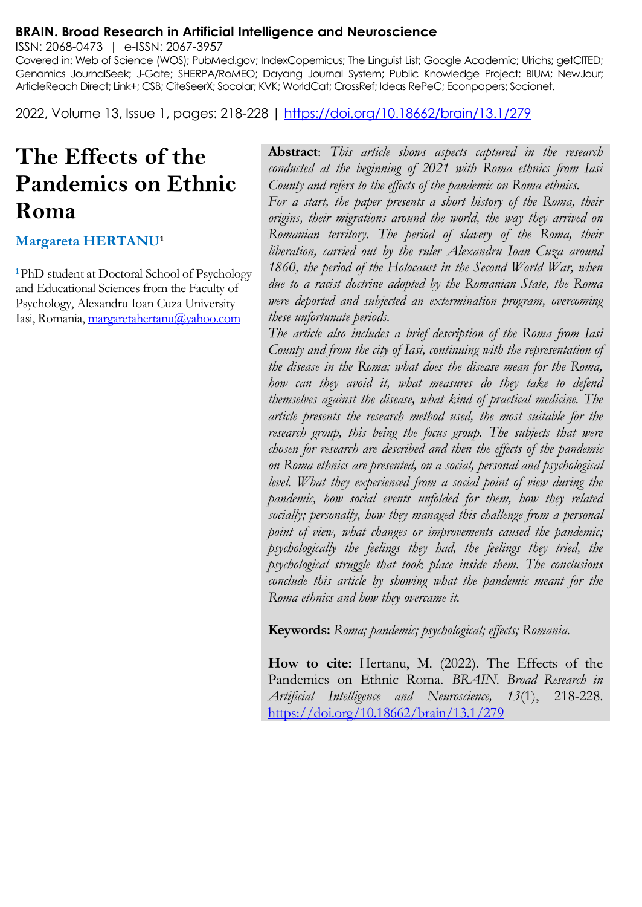**BRAIN. Broad Research in Artificial Intelligence and Neuroscience**

ISSN: 2068-0473 | e-ISSN: 2067-3957

Covered in: Web of Science (WOS); PubMed.gov; IndexCopernicus; The Linguist List; Google Academic; Ulrichs; getCITED; Genamics JournalSeek; J-Gate; SHERPA/RoMEO; Dayang Journal System; Public Knowledge Project; BIUM; NewJour; ArticleReach Direct; Link+; CSB; CiteSeerX; Socolar; KVK; WorldCat; CrossRef; Ideas RePeC; Econpapers; Socionet.

2022, Volume 13, Issue 1, pages: 218-228 | https://doi.org/10.18662/brain/13.1/279

# The Effects of the Pandemics on Ethnic Roma

**Margareta HERTANU**[1]

[1] PhD student at Doctoral School of Psychology and Educational Sciences from the Faculty of Psychology, Alexandru Ioan Cuza University Iasi, Romania, margaretahertanu@yahoo.com

**Abstract**: *This article shows aspects captured in the research conducted at the beginning of 2021 with Roma ethnics from Iasi County and refers to the effects of the pandemic on Roma ethnics.*

*For a start, the paper presents a short history of the Roma, their origins, their migrations around the world, the way they arrived on Romanian territory. The period of slavery of the Roma, their liberation, carried out by the ruler Alexandru Ioan Cuza around 1860, the period of the Holocaust in the Second World War, when due to a racist doctrine adopted by the Romanian State, the Roma were deported and subjected an extermination program, overcoming these unfortunate periods.*

*The article also includes a brief description of the Roma from Iasi County and from the city of Iasi, continuing with the representation of the disease in the Roma; what does the disease mean for the Roma, how can they avoid it, what measures do they take to defend themselves against the disease, what kind of practical medicine. The article presents the research method used, the most suitable for the research group, this being the focus group. The subjects that were chosen for research are described and then the effects of the pandemic on Roma ethnics are presented, on a social, personal and psychological level. What they experienced from a social point of view during the pandemic, how social events unfolded for them, how they related socially; personally, how they managed this challenge from a personal point of view, what changes or improvements caused the pandemic; psychologically the feelings they had, the feelings they tried, the psychological struggle that took place inside them. The conclusions conclude this article by showing what the pandemic meant for the Roma ethnics and how they overcame it.*

**Keywords:** *Roma; pandemic; psychological; effects; Romania.*

**How to cite:** Hertanu, M. (2022). The Effects of the Pandemics on Ethnic Roma. *BRAIN. Broad Research in Artificial Intelligence and Neuroscience, 13*(1), 218-228. https://doi.org/10.18662/brain/13.1/279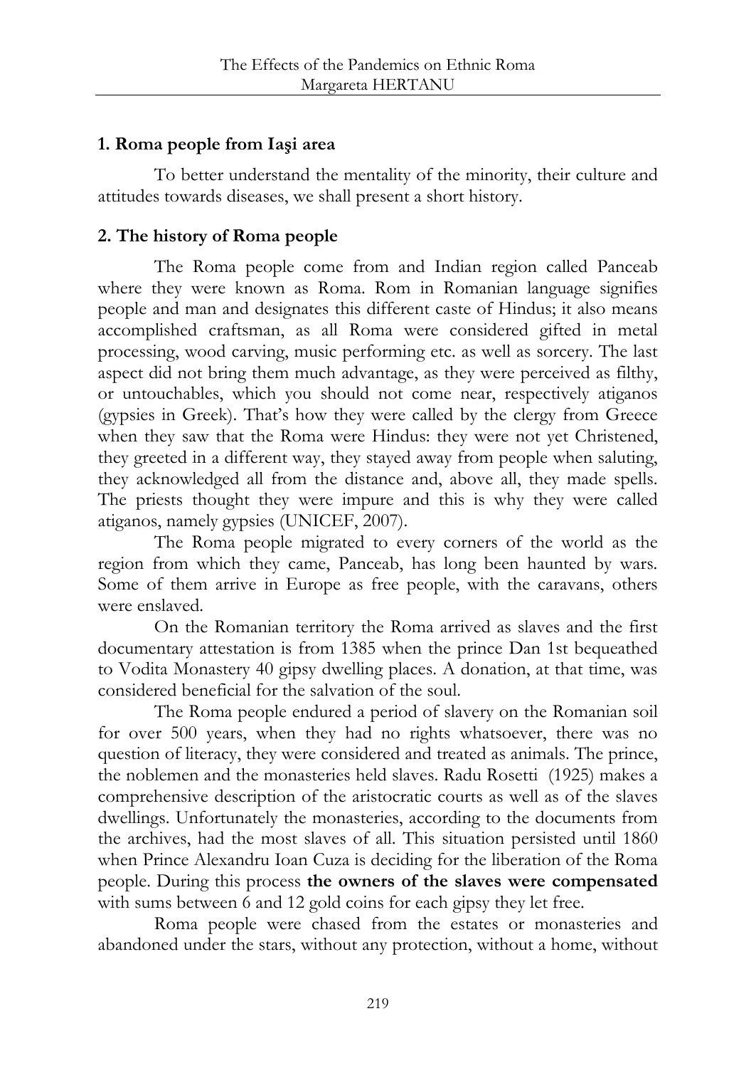## 1. Roma people from Iaşi area

To better understand the mentality of the minority, their culture and attitudes towards diseases, we shall present a short history.

## 2. The history of Roma people

The Roma people come from and Indian region called Panceab where they were known as Roma. Rom in Romanian language signifies people and man and designates this different caste of Hindus; it also means accomplished craftsman, as all Roma were considered gifted in metal processing, wood carving, music performing etc. as well as sorcery. The last aspect did not bring them much advantage, as they were perceived as filthy, or untouchables, which you should not come near, respectively atiganos (gypsies in Greek). That's how they were called by the clergy from Greece when they saw that the Roma were Hindus: they were not yet Christened, they greeted in a different way, they stayed away from people when saluting, they acknowledged all from the distance and, above all, they made spells. The priests thought they were impure and this is why they were called atiganos, namely gypsies (UNICEF, 2007).

The Roma people migrated to every corners of the world as the region from which they came, Panceab, has long been haunted by wars. Some of them arrive in Europe as free people, with the caravans, others were enslaved.

On the Romanian territory the Roma arrived as slaves and the first documentary attestation is from 1385 when the prince Dan 1st bequeathed to Vodita Monastery 40 gipsy dwelling places. A donation, at that time, was considered beneficial for the salvation of the soul.

The Roma people endured a period of slavery on the Romanian soil for over 500 years, when they had no rights whatsoever, there was no question of literacy, they were considered and treated as animals. The prince, the noblemen and the monasteries held slaves. Radu Rosetti (1925) makes a comprehensive description of the aristocratic courts as well as of the slaves dwellings. Unfortunately the monasteries, according to the documents from the archives, had the most slaves of all. This situation persisted until 1860 when Prince Alexandru Ioan Cuza is deciding for the liberation of the Roma people. During this process **the owners of the slaves were compensated** with sums between 6 and 12 gold coins for each gipsy they let free.

Roma people were chased from the estates or monasteries and abandoned under the stars, without any protection, without a home, without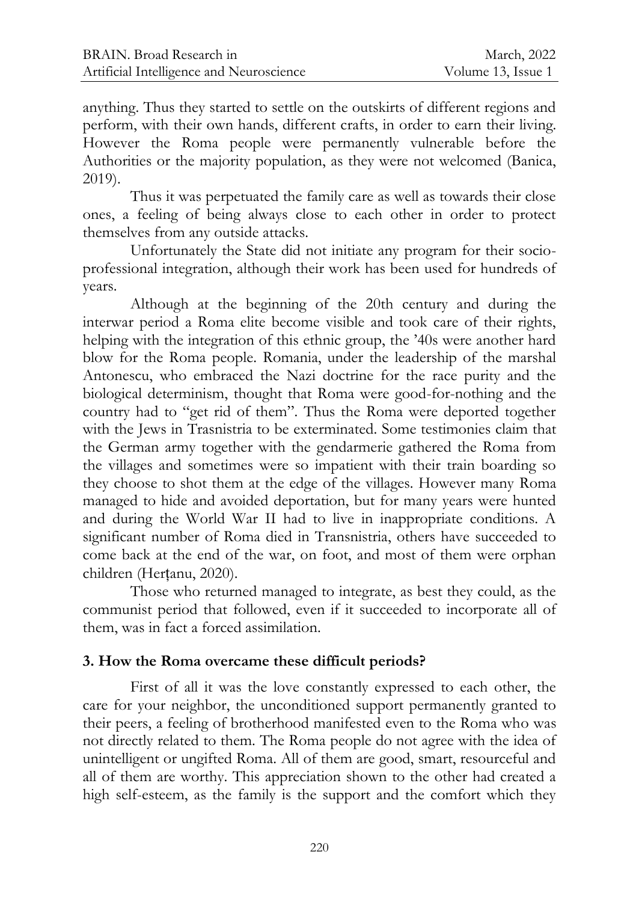anything. Thus they started to settle on the outskirts of different regions and perform, with their own hands, different crafts, in order to earn their living. However the Roma people were permanently vulnerable before the Authorities or the majority population, as they were not welcomed (Banica, 2019).

Thus it was perpetuated the family care as well as towards their close ones, a feeling of being always close to each other in order to protect themselves from any outside attacks.

Unfortunately the State did not initiate any program for their socio-professional integration, although their work has been used for hundreds of years.

Although at the beginning of the 20th century and during the interwar period a Roma elite become visible and took care of their rights, helping with the integration of this ethnic group, the '40s were another hard blow for the Roma people. Romania, under the leadership of the marshal Antonescu, who embraced the Nazi doctrine for the race purity and the biological determinism, thought that Roma were good-for-nothing and the country had to "get rid of them". Thus the Roma were deported together with the Jews in Trasnistria to be exterminated. Some testimonies claim that the German army together with the gendarmerie gathered the Roma from the villages and sometimes were so impatient with their train boarding so they choose to shot them at the edge of the villages. However many Roma managed to hide and avoided deportation, but for many years were hunted and during the World War II had to live in inappropriate conditions. A significant number of Roma died in Transnistria, others have succeeded to come back at the end of the war, on foot, and most of them were orphan children (Herțanu, 2020).

Those who returned managed to integrate, as best they could, as the communist period that followed, even if it succeeded to incorporate all of them, was in fact a forced assimilation.

## 3. How the Roma overcame these difficult periods?

First of all it was the love constantly expressed to each other, the care for your neighbor, the unconditioned support permanently granted to their peers, a feeling of brotherhood manifested even to the Roma who was not directly related to them. The Roma people do not agree with the idea of unintelligent or ungifted Roma. All of them are good, smart, resourceful and all of them are worthy. This appreciation shown to the other had created a high self-esteem, as the family is the support and the comfort which they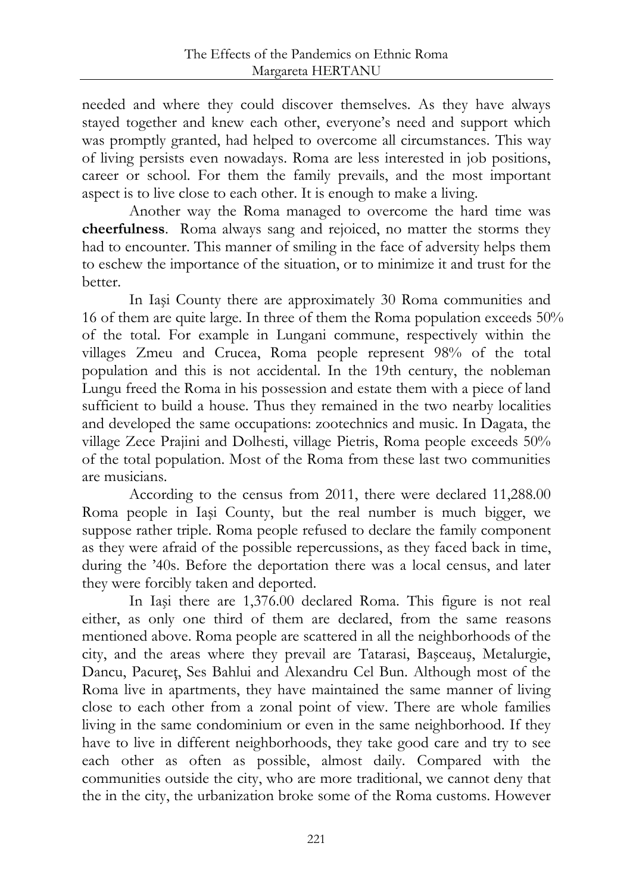needed and where they could discover themselves. As they have always stayed together and knew each other, everyone's need and support which was promptly granted, had helped to overcome all circumstances. This way of living persists even nowadays. Roma are less interested in job positions, career or school. For them the family prevails, and the most important aspect is to live close to each other. It is enough to make a living.

Another way the Roma managed to overcome the hard time was **cheerfulness**. Roma always sang and rejoiced, no matter the storms they had to encounter. This manner of smiling in the face of adversity helps them to eschew the importance of the situation, or to minimize it and trust for the better.

In Iași County there are approximately 30 Roma communities and 16 of them are quite large. In three of them the Roma population exceeds 50% of the total. For example in Lungani commune, respectively within the villages Zmeu and Crucea, Roma people represent 98% of the total population and this is not accidental. In the 19th century, the nobleman Lungu freed the Roma in his possession and estate them with a piece of land sufficient to build a house. Thus they remained in the two nearby localities and developed the same occupations: zootechnics and music. In Dagata, the village Zece Prajini and Dolhesti, village Pietris, Roma people exceeds 50% of the total population. Most of the Roma from these last two communities are musicians.

According to the census from 2011, there were declared 11,288.00 Roma people in Iași County, but the real number is much bigger, we suppose rather triple. Roma people refused to declare the family component as they were afraid of the possible repercussions, as they faced back in time, during the '40s. Before the deportation there was a local census, and later they were forcibly taken and deported.

In Iași there are 1,376.00 declared Roma. This figure is not real either, as only one third of them are declared, from the same reasons mentioned above. Roma people are scattered in all the neighborhoods of the city, and the areas where they prevail are Tatarasi, Bașceauș, Metalurgie, Dancu, Pacureț, Ses Bahlui and Alexandru Cel Bun. Although most of the Roma live in apartments, they have maintained the same manner of living close to each other from a zonal point of view. There are whole families living in the same condominium or even in the same neighborhood. If they have to live in different neighborhoods, they take good care and try to see each other as often as possible, almost daily. Compared with the communities outside the city, who are more traditional, we cannot deny that the in the city, the urbanization broke some of the Roma customs. However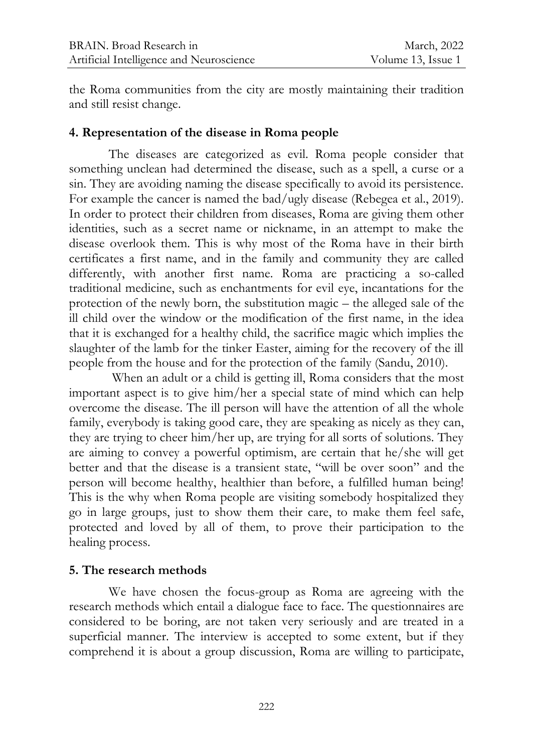the Roma communities from the city are mostly maintaining their tradition and still resist change.

## 4. Representation of the disease in Roma people

The diseases are categorized as evil. Roma people consider that something unclean had determined the disease, such as a spell, a curse or a sin. They are avoiding naming the disease specifically to avoid its persistence. For example the cancer is named the bad/ugly disease (Rebegea et al., 2019). In order to protect their children from diseases, Roma are giving them other identities, such as a secret name or nickname, in an attempt to make the disease overlook them. This is why most of the Roma have in their birth certificates a first name, and in the family and community they are called differently, with another first name. Roma are practicing a so-called traditional medicine, such as enchantments for evil eye, incantations for the protection of the newly born, the substitution magic – the alleged sale of the ill child over the window or the modification of the first name, in the idea that it is exchanged for a healthy child, the sacrifice magic which implies the slaughter of the lamb for the tinker Easter, aiming for the recovery of the ill people from the house and for the protection of the family (Sandu, 2010).

When an adult or a child is getting ill, Roma considers that the most important aspect is to give him/her a special state of mind which can help overcome the disease. The ill person will have the attention of all the whole family, everybody is taking good care, they are speaking as nicely as they can, they are trying to cheer him/her up, are trying for all sorts of solutions. They are aiming to convey a powerful optimism, are certain that he/she will get better and that the disease is a transient state, "will be over soon" and the person will become healthy, healthier than before, a fulfilled human being! This is the why when Roma people are visiting somebody hospitalized they go in large groups, just to show them their care, to make them feel safe, protected and loved by all of them, to prove their participation to the healing process.

## 5. The research methods

We have chosen the focus-group as Roma are agreeing with the research methods which entail a dialogue face to face. The questionnaires are considered to be boring, are not taken very seriously and are treated in a superficial manner. The interview is accepted to some extent, but if they comprehend it is about a group discussion, Roma are willing to participate,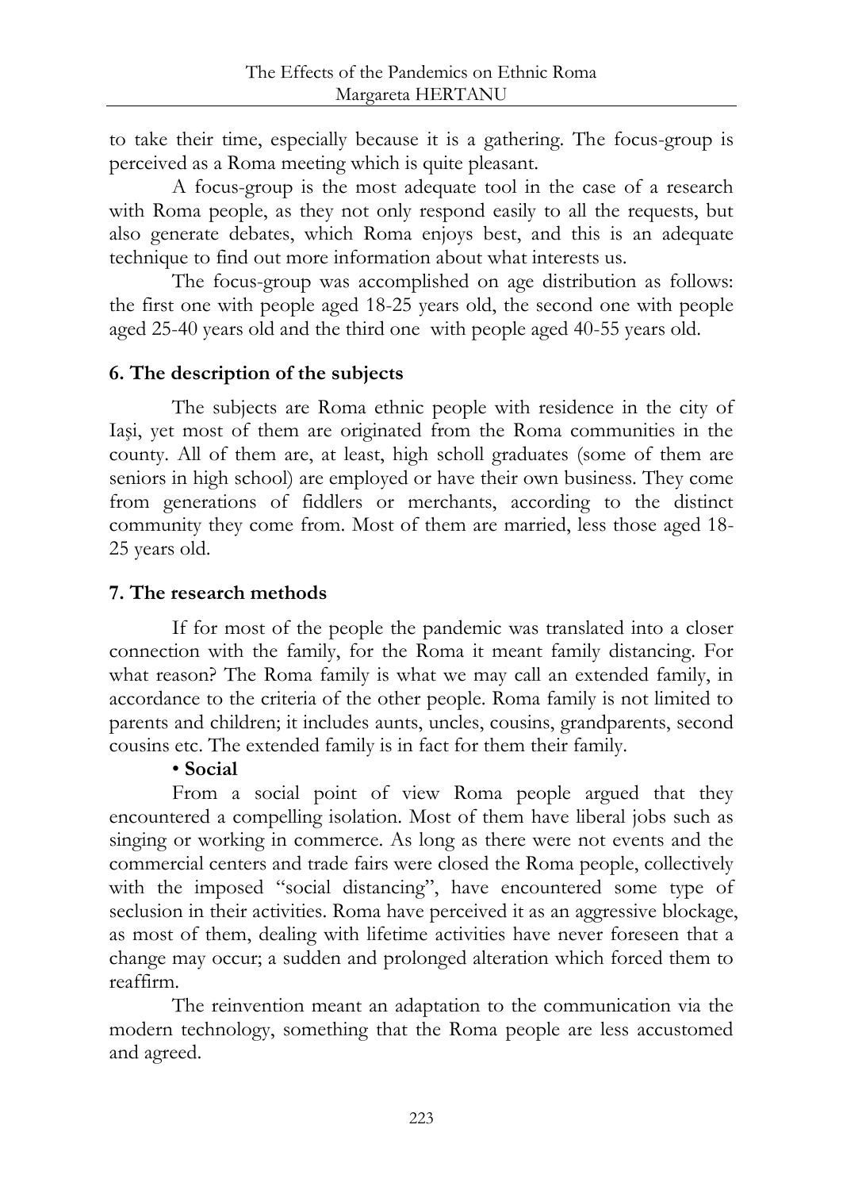to take their time, especially because it is a gathering. The focus-group is perceived as a Roma meeting which is quite pleasant.

A focus-group is the most adequate tool in the case of a research with Roma people, as they not only respond easily to all the requests, but also generate debates, which Roma enjoys best, and this is an adequate technique to find out more information about what interests us.

The focus-group was accomplished on age distribution as follows: the first one with people aged 18-25 years old, the second one with people aged 25-40 years old and the third one with people aged 40-55 years old.

## 6. The description of the subjects

The subjects are Roma ethnic people with residence in the city of Iaşi, yet most of them are originated from the Roma communities in the county. All of them are, at least, high scholl graduates (some of them are seniors in high school) are employed or have their own business. They come from generations of fiddlers or merchants, according to the distinct community they come from. Most of them are married, less those aged 18-25 years old.

## 7. The research methods

If for most of the people the pandemic was translated into a closer connection with the family, for the Roma it meant family distancing. For what reason? The Roma family is what we may call an extended family, in accordance to the criteria of the other people. Roma family is not limited to parents and children; it includes aunts, uncles, cousins, grandparents, second cousins etc. The extended family is in fact for them their family.

- **Social**

From a social point of view Roma people argued that they encountered a compelling isolation. Most of them have liberal jobs such as singing or working in commerce. As long as there were not events and the commercial centers and trade fairs were closed the Roma people, collectively with the imposed "social distancing", have encountered some type of seclusion in their activities. Roma have perceived it as an aggressive blockage, as most of them, dealing with lifetime activities have never foreseen that a change may occur; a sudden and prolonged alteration which forced them to reaffirm.

The reinvention meant an adaptation to the communication via the modern technology, something that the Roma people are less accustomed and agreed.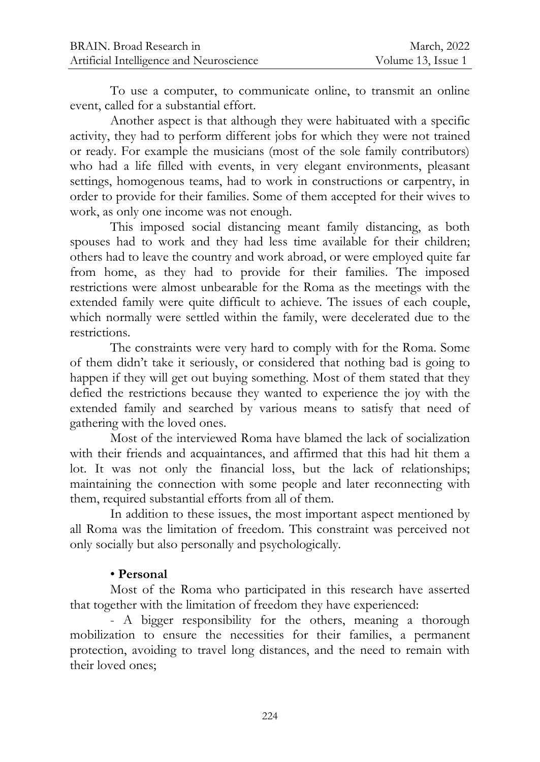To use a computer, to communicate online, to transmit an online event, called for a substantial effort.

Another aspect is that although they were habituated with a specific activity, they had to perform different jobs for which they were not trained or ready. For example the musicians (most of the sole family contributors) who had a life filled with events, in very elegant environments, pleasant settings, homogenous teams, had to work in constructions or carpentry, in order to provide for their families. Some of them accepted for their wives to work, as only one income was not enough.

This imposed social distancing meant family distancing, as both spouses had to work and they had less time available for their children; others had to leave the country and work abroad, or were employed quite far from home, as they had to provide for their families. The imposed restrictions were almost unbearable for the Roma as the meetings with the extended family were quite difficult to achieve. The issues of each couple, which normally were settled within the family, were decelerated due to the restrictions.

The constraints were very hard to comply with for the Roma. Some of them didn't take it seriously, or considered that nothing bad is going to happen if they will get out buying something. Most of them stated that they defied the restrictions because they wanted to experience the joy with the extended family and searched by various means to satisfy that need of gathering with the loved ones.

Most of the interviewed Roma have blamed the lack of socialization with their friends and acquaintances, and affirmed that this had hit them a lot. It was not only the financial loss, but the lack of relationships; maintaining the connection with some people and later reconnecting with them, required substantial efforts from all of them.

In addition to these issues, the most important aspect mentioned by all Roma was the limitation of freedom. This constraint was perceived not only socially but also personally and psychologically.

• **Personal**

Most of the Roma who participated in this research have asserted that together with the limitation of freedom they have experienced:

- A bigger responsibility for the others, meaning a thorough mobilization to ensure the necessities for their families, a permanent protection, avoiding to travel long distances, and the need to remain with their loved ones;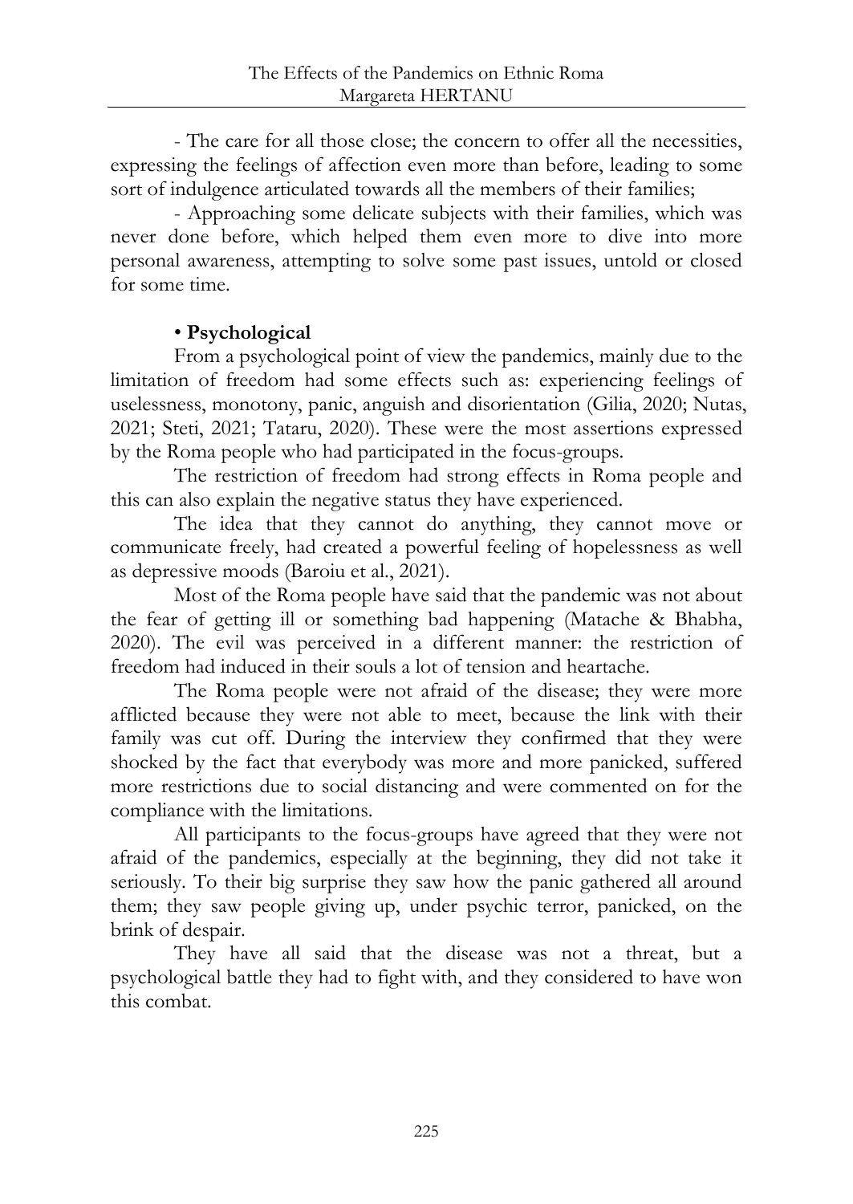- The care for all those close; the concern to offer all the necessities, expressing the feelings of affection even more than before, leading to some sort of indulgence articulated towards all the members of their families;

- Approaching some delicate subjects with their families, which was never done before, which helped them even more to dive into more personal awareness, attempting to solve some past issues, untold or closed for some time.

• **Psychological**

From a psychological point of view the pandemics, mainly due to the limitation of freedom had some effects such as: experiencing feelings of uselessness, monotony, panic, anguish and disorientation (Gilia, 2020; Nutas, 2021; Steti, 2021; Tataru, 2020). These were the most assertions expressed by the Roma people who had participated in the focus-groups.

The restriction of freedom had strong effects in Roma people and this can also explain the negative status they have experienced.

The idea that they cannot do anything, they cannot move or communicate freely, had created a powerful feeling of hopelessness as well as depressive moods (Baroiu et al., 2021).

Most of the Roma people have said that the pandemic was not about the fear of getting ill or something bad happening (Matache & Bhabha, 2020). The evil was perceived in a different manner: the restriction of freedom had induced in their souls a lot of tension and heartache.

The Roma people were not afraid of the disease; they were more afflicted because they were not able to meet, because the link with their family was cut off. During the interview they confirmed that they were shocked by the fact that everybody was more and more panicked, suffered more restrictions due to social distancing and were commented on for the compliance with the limitations.

All participants to the focus-groups have agreed that they were not afraid of the pandemics, especially at the beginning, they did not take it seriously. To their big surprise they saw how the panic gathered all around them; they saw people giving up, under psychic terror, panicked, on the brink of despair.

They have all said that the disease was not a threat, but a psychological battle they had to fight with, and they considered to have won this combat.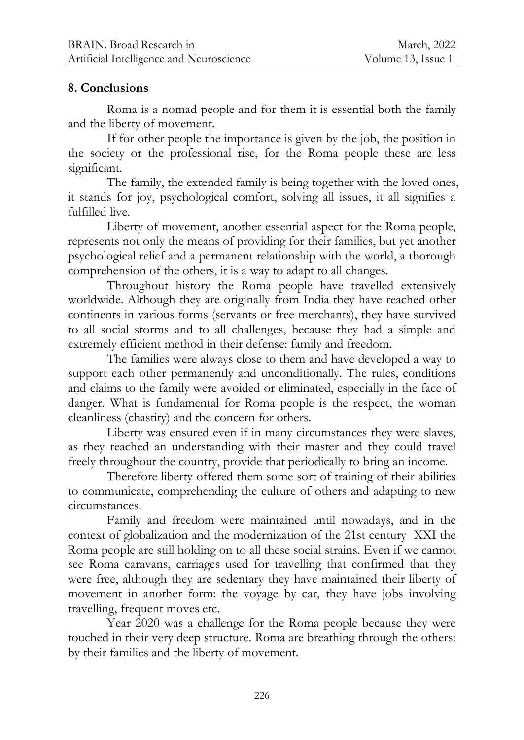## 8. Conclusions

Roma is a nomad people and for them it is essential both the family and the liberty of movement.

If for other people the importance is given by the job, the position in the society or the professional rise, for the Roma people these are less significant.

The family, the extended family is being together with the loved ones, it stands for joy, psychological comfort, solving all issues, it all signifies a fulfilled live.

Liberty of movement, another essential aspect for the Roma people, represents not only the means of providing for their families, but yet another psychological relief and a permanent relationship with the world, a thorough comprehension of the others, it is a way to adapt to all changes.

Throughout history the Roma people have travelled extensively worldwide. Although they are originally from India they have reached other continents in various forms (servants or free merchants), they have survived to all social storms and to all challenges, because they had a simple and extremely efficient method in their defense: family and freedom.

The families were always close to them and have developed a way to support each other permanently and unconditionally. The rules, conditions and claims to the family were avoided or eliminated, especially in the face of danger. What is fundamental for Roma people is the respect, the woman cleanliness (chastity) and the concern for others.

Liberty was ensured even if in many circumstances they were slaves, as they reached an understanding with their master and they could travel freely throughout the country, provide that periodically to bring an income.

Therefore liberty offered them some sort of training of their abilities to communicate, comprehending the culture of others and adapting to new circumstances.

Family and freedom were maintained until nowadays, and in the context of globalization and the modernization of the 21st century XXI the Roma people are still holding on to all these social strains. Even if we cannot see Roma caravans, carriages used for travelling that confirmed that they were free, although they are sedentary they have maintained their liberty of movement in another form: the voyage by car, they have jobs involving travelling, frequent moves etc.

Year 2020 was a challenge for the Roma people because they were touched in their very deep structure. Roma are breathing through the others: by their families and the liberty of movement.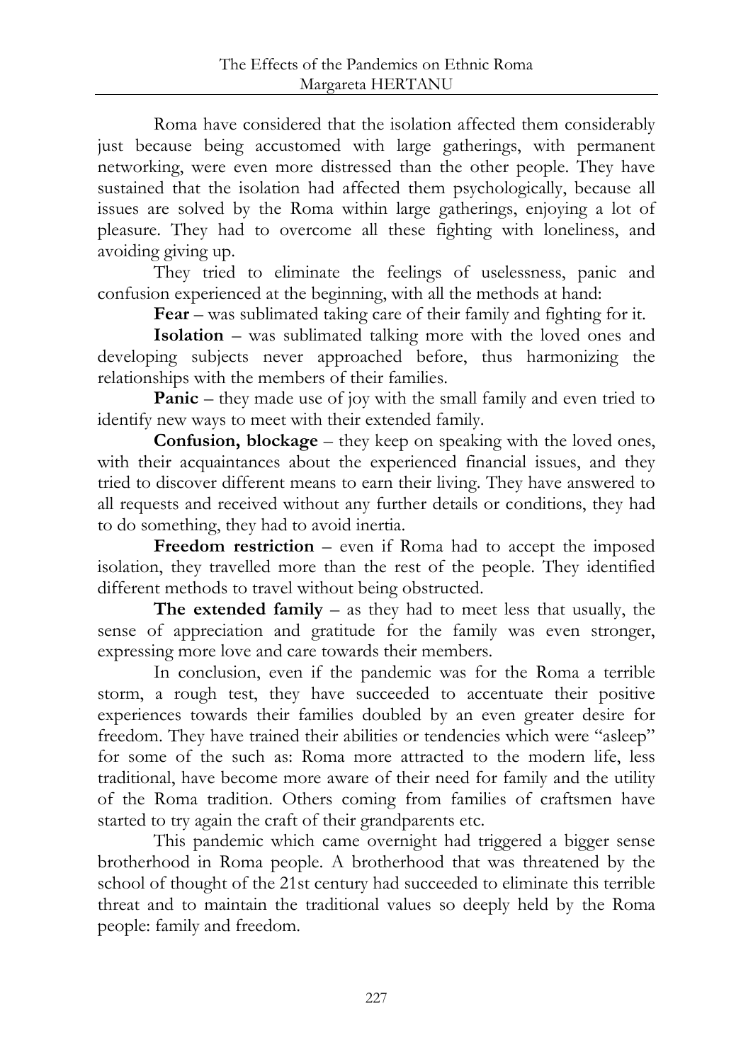Roma have considered that the isolation affected them considerably just because being accustomed with large gatherings, with permanent networking, were even more distressed than the other people. They have sustained that the isolation had affected them psychologically, because all issues are solved by the Roma within large gatherings, enjoying a lot of pleasure. They had to overcome all these fighting with loneliness, and avoiding giving up.

They tried to eliminate the feelings of uselessness, panic and confusion experienced at the beginning, with all the methods at hand:

**Fear** – was sublimated taking care of their family and fighting for it.

**Isolation** – was sublimated talking more with the loved ones and developing subjects never approached before, thus harmonizing the relationships with the members of their families.

**Panic** – they made use of joy with the small family and even tried to identify new ways to meet with their extended family.

**Confusion, blockage** – they keep on speaking with the loved ones, with their acquaintances about the experienced financial issues, and they tried to discover different means to earn their living. They have answered to all requests and received without any further details or conditions, they had to do something, they had to avoid inertia.

**Freedom restriction** – even if Roma had to accept the imposed isolation, they travelled more than the rest of the people. They identified different methods to travel without being obstructed.

**The extended family** – as they had to meet less that usually, the sense of appreciation and gratitude for the family was even stronger, expressing more love and care towards their members.

In conclusion, even if the pandemic was for the Roma a terrible storm, a rough test, they have succeeded to accentuate their positive experiences towards their families doubled by an even greater desire for freedom. They have trained their abilities or tendencies which were "asleep" for some of the such as: Roma more attracted to the modern life, less traditional, have become more aware of their need for family and the utility of the Roma tradition. Others coming from families of craftsmen have started to try again the craft of their grandparents etc.

This pandemic which came overnight had triggered a bigger sense brotherhood in Roma people. A brotherhood that was threatened by the school of thought of the 21st century had succeeded to eliminate this terrible threat and to maintain the traditional values so deeply held by the Roma people: family and freedom.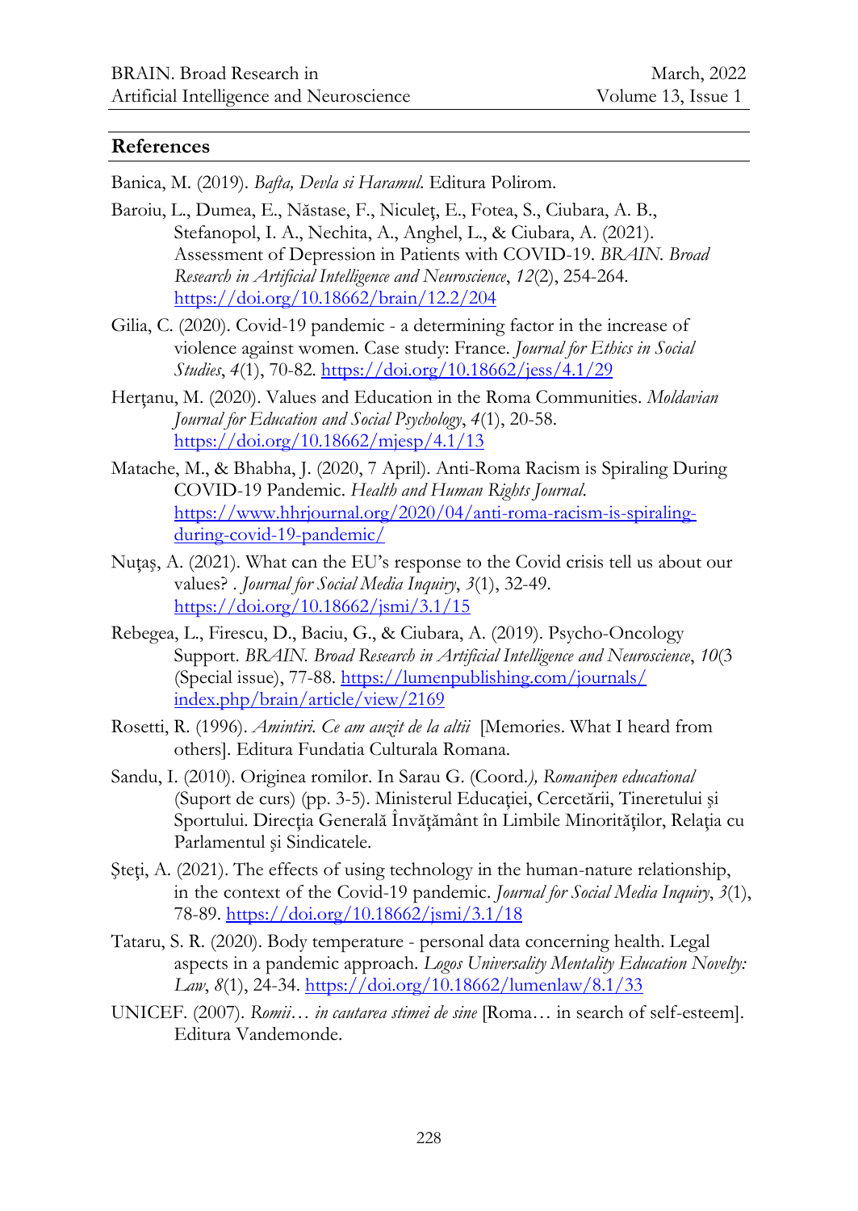## References

Banica, M. (2019). *Bafta, Devla si Haramul.* Editura Polirom.

Baroiu, L., Dumea, E., Năstase, F., Niculeţ, E., Fotea, S., Ciubara, A. B., Stefanopol, I. A., Nechita, A., Anghel, L., & Ciubara, A. (2021). Assessment of Depression in Patients with COVID-19. *BRAIN. Broad Research in Artificial Intelligence and Neuroscience*, *12*(2), 254-264. https://doi.org/10.18662/brain/12.2/204

Gilia, C. (2020). Covid-19 pandemic - a determining factor in the increase of violence against women. Case study: France. *Journal for Ethics in Social Studies*, *4*(1), 70-82. https://doi.org/10.18662/jess/4.1/29

Herţanu, M. (2020). Values and Education in the Roma Communities. *Moldavian Journal for Education and Social Psychology*, *4*(1), 20-58. https://doi.org/10.18662/mjesp/4.1/13

Matache, M., & Bhabha, J. (2020, 7 April). Anti-Roma Racism is Spiraling During COVID-19 Pandemic. *Health and Human Rights Journal.* https://www.hhrjournal.org/2020/04/anti-roma-racism-is-spiraling-during-covid-19-pandemic/

Nuţaş, A. (2021). What can the EU's response to the Covid crisis tell us about our values? . *Journal for Social Media Inquiry*, *3*(1), 32-49. https://doi.org/10.18662/jsmi/3.1/15

Rebegea, L., Firescu, D., Baciu, G., & Ciubara, A. (2019). Psycho-Oncology Support. *BRAIN. Broad Research in Artificial Intelligence and Neuroscience*, *10*(3 (Special issue), 77-88. https://lumenpublishing.com/journals/index.php/brain/article/view/2169

Rosetti, R. (1996). *Amintiri. Ce am auzit de la altii* [Memories. What I heard from others]. Editura Fundatia Culturala Romana.

Sandu, I. (2010). Originea romilor. In Sarau G. (Coord*.), Romanipen educational* (Suport de curs) (pp. 3-5). Ministerul Educaţiei, Cercetării, Tineretului şi Sportului. Direcţia Generală Învăţământ în Limbile Minorităţilor, Relaţia cu Parlamentul şi Sindicatele.

Şteţi, A. (2021). The effects of using technology in the human-nature relationship, in the context of the Covid-19 pandemic. *Journal for Social Media Inquiry*, *3*(1), 78-89. https://doi.org/10.18662/jsmi/3.1/18

Tataru, S. R. (2020). Body temperature - personal data concerning health. Legal aspects in a pandemic approach. *Logos Universality Mentality Education Novelty: Law*, *8*(1), 24-34. https://doi.org/10.18662/lumenlaw/8.1/33

UNICEF. (2007). *Romii… in cautarea stimei de sine* [Roma… in search of self-esteem]. Editura Vandemonde.